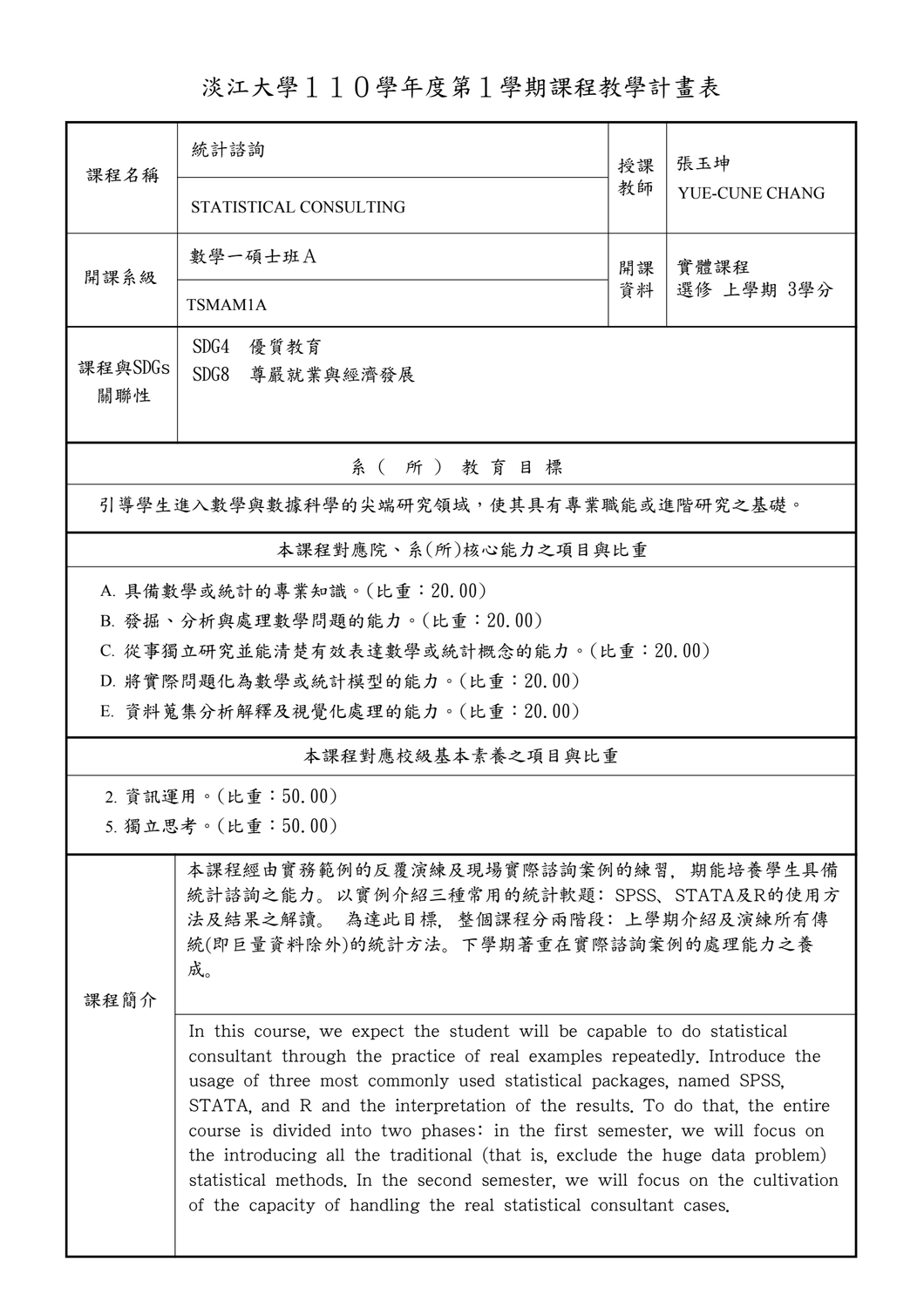# 淡江大學１１０學年度第１學期課程教學計畫表

| 課程名稱 | 統計諮詢<br>STATISTICAL CONSULTING | 授課教師 | 張玉坤<br>YUE-CUNE CHANG |
|---|---|---|---|
| 開課系級 | 數學一碩士班Ａ<br>TSMAM1A | 開課資料 | 實體課程<br>選修 上學期 3學分 |
| 課程與SDGs關聯性 | SDG4　優質教育<br>SDG8　尊嚴就業與經濟發展 | | |

**系（所）教育目標**

引導學生進入數學與數據科學的尖端研究領域，使其具有專業職能或進階研究之基礎。

**本課程對應院、系(所)核心能力之項目與比重**

A. 具備數學或統計的專業知識。(比重：20.00)
B. 發掘、分析與處理數學問題的能力。(比重：20.00)
C. 從事獨立研究並能清楚有效表達數學或統計概念的能力。(比重：20.00)
D. 將實際問題化為數學或統計模型的能力。(比重：20.00)
E. 資料蒐集分析解釋及視覺化處理的能力。(比重：20.00)

**本課程對應校級基本素養之項目與比重**

2. 資訊運用。(比重：50.00)
5. 獨立思考。(比重：50.00)

**課程簡介**

本課程經由實務範例的反覆演練及現場實際諮詢案例的練習，期能培養學生具備統計諮詢之能力。以實例介紹三種常用的統計軟題：SPSS、STATA及R的使用方法及結果之解讀。 為達此目標，整個課程分兩階段：上學期介紹及演練所有傳統(即巨量資料除外)的統計方法。下學期著重在實際諮詢案例的處理能力之養成。

In this course, we expect the student will be capable to do statistical consultant through the practice of real examples repeatedly. Introduce the usage of three most commonly used statistical packages, named SPSS, STATA, and R and the interpretation of the results. To do that, the entire course is divided into two phases: in the first semester, we will focus on the introducing all the traditional (that is, exclude the huge data problem) statistical methods. In the second semester, we will focus on the cultivation of the capacity of handling the real statistical consultant cases.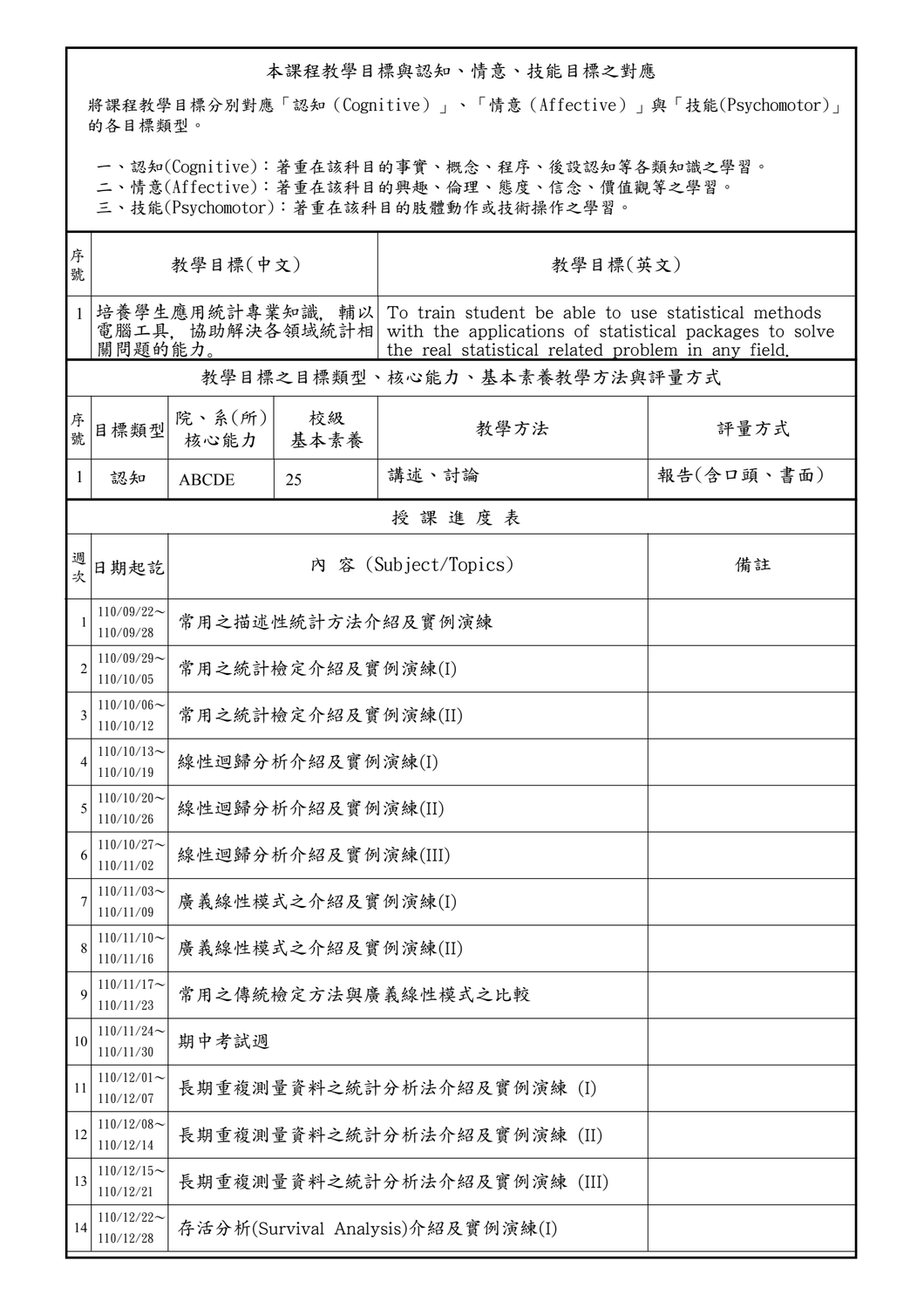## 本課程教學目標與認知、情意、技能目標之對應

將課程教學目標分別對應「認知（Cognitive）」、「情意（Affective）」與「技能(Psychomotor)」的各目標類型。

一、認知(Cognitive)：著重在該科目的事實、概念、程序、後設認知等各類知識之學習。
二、情意(Affective)：著重在該科目的興趣、倫理、態度、信念、價值觀等之學習。
三、技能(Psychomotor)：著重在該科目的肢體動作或技術操作之學習。

| 序號 | 教學目標(中文) | 教學目標(英文) |
| --- | --- | --- |
| 1 | 培養學生應用統計專業知識，輔以電腦工具，協助解決各領域統計相關問題的能力。 | To train student be able to use statistical methods with the applications of statistical packages to solve the real statistical related problem in any field. |

## 教學目標之目標類型、核心能力、基本素養教學方法與評量方式

| 序號 | 目標類型 | 院、系(所)核心能力 | 校級基本素養 | 教學方法 | 評量方式 |
| --- | --- | --- | --- | --- | --- |
| 1 | 認知 | ABCDE | 25 | 講述、討論 | 報告(含口頭、書面) |

## 授 課 進 度 表

| 週次 | 日期起訖 | 內 容 (Subject/Topics) | 備註 |
| --- | --- | --- | --- |
| 1 | 110/09/22～110/09/28 | 常用之描述性統計方法介紹及實例演練 | |
| 2 | 110/09/29～110/10/05 | 常用之統計檢定介紹及實例演練(I) | |
| 3 | 110/10/06～110/10/12 | 常用之統計檢定介紹及實例演練(II) | |
| 4 | 110/10/13～110/10/19 | 線性迴歸分析介紹及實例演練(I) | |
| 5 | 110/10/20～110/10/26 | 線性迴歸分析介紹及實例演練(II) | |
| 6 | 110/10/27～110/11/02 | 線性迴歸分析介紹及實例演練(III) | |
| 7 | 110/11/03～110/11/09 | 廣義線性模式之介紹及實例演練(I) | |
| 8 | 110/11/10～110/11/16 | 廣義線性模式之介紹及實例演練(II) | |
| 9 | 110/11/17～110/11/23 | 常用之傳統檢定方法與廣義線性模式之比較 | |
| 10 | 110/11/24～110/11/30 | 期中考試週 | |
| 11 | 110/12/01～110/12/07 | 長期重複測量資料之統計分析法介紹及實例演練 (I) | |
| 12 | 110/12/08～110/12/14 | 長期重複測量資料之統計分析法介紹及實例演練 (II) | |
| 13 | 110/12/15～110/12/21 | 長期重複測量資料之統計分析法介紹及實例演練 (III) | |
| 14 | 110/12/22～110/12/28 | 存活分析(Survival Analysis)介紹及實例演練(I) | |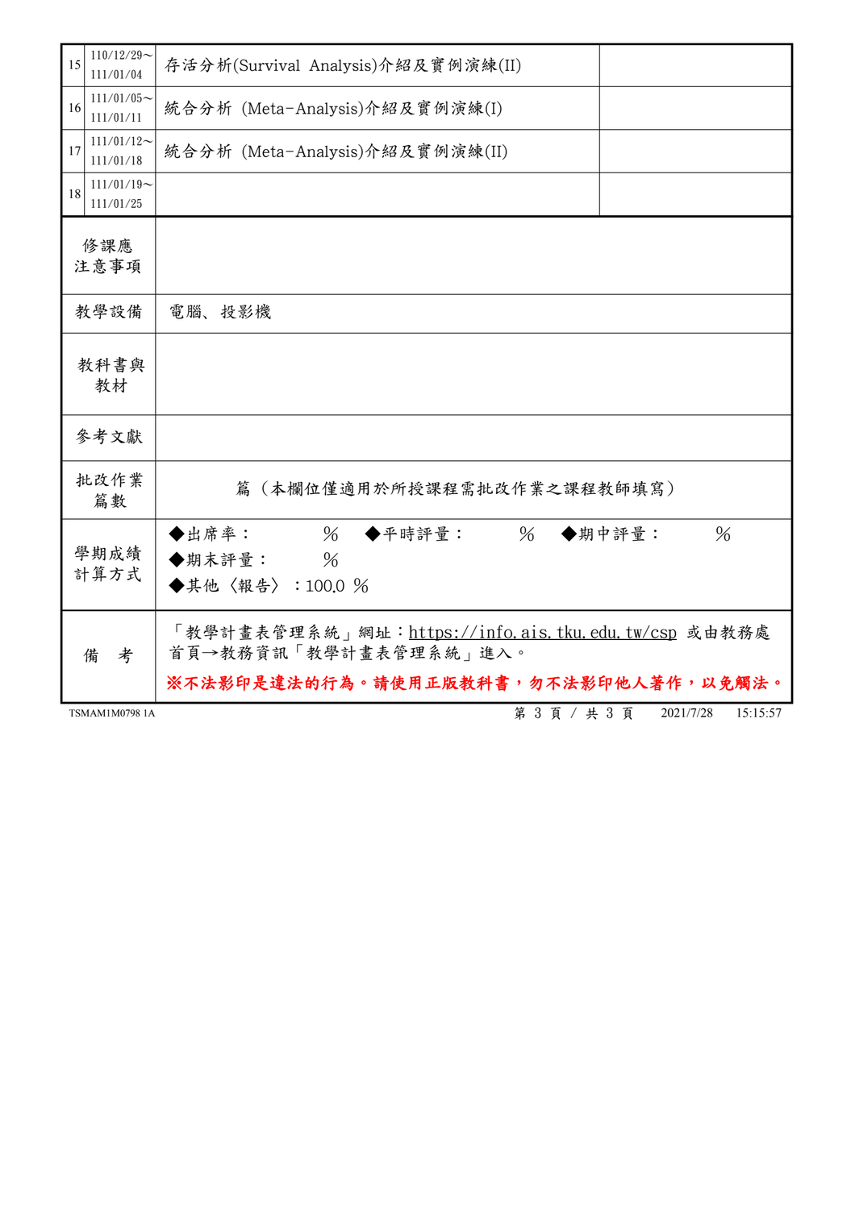| | | | |
|---|---|---|---|
| 15 | 110/12/29～111/01/04 | 存活分析(Survival Analysis)介紹及實例演練(II) | |
| 16 | 111/01/05～111/01/11 | 統合分析 (Meta-Analysis)介紹及實例演練(I) | |
| 17 | 111/01/12～111/01/18 | 統合分析 (Meta-Analysis)介紹及實例演練(II) | |
| 18 | 111/01/19～111/01/25 | | |

| | |
|---|---|
| 修課應注意事項 | |
| 教學設備 | 電腦、投影機 |
| 教科書與教材 | |
| 參考文獻 | |
| 批改作業篇數 | 篇（本欄位僅適用於所授課程需批改作業之課程教師填寫） |
| 學期成績計算方式 | ◆出席率： ％ ◆平時評量： ％ ◆期中評量： ％<br>◆期末評量： ％<br>◆其他〈報告〉：100.0 ％ |
| 備　考 | 「教學計畫表管理系統」網址：https://info.ais.tku.edu.tw/csp 或由教務處首頁→教務資訊「教學計畫表管理系統」進入。<br>**※不法影印是違法的行為。請使用正版教科書，勿不法影印他人著作，以免觸法。** |

TSMAM1M0798 1A 2021/7/28 15:15:57